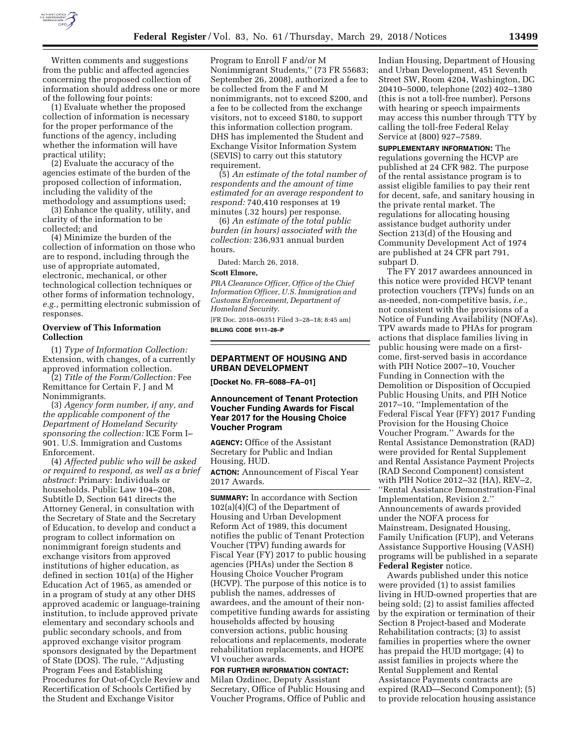Written comments and suggestions from the public and affected agencies concerning the proposed collection of information should address one or more of the following four points:

(1) Evaluate whether the proposed collection of information is necessary for the proper performance of the functions of the agency, including whether the information will have practical utility;

(2) Evaluate the accuracy of the agencies estimate of the burden of the proposed collection of information, including the validity of the methodology and assumptions used;

(3) Enhance the quality, utility, and clarity of the information to be collected; and

(4) Minimize the burden of the collection of information on those who are to respond, including through the use of appropriate automated, electronic, mechanical, or other technological collection techniques or other forms of information technology, *e.g.,* permitting electronic submission of responses.

**Overview of This Information Collection**

(1) *Type of Information Collection:* Extension, with changes, of a currently approved information collection.

(2) *Title of the Form/Collection:* Fee Remittance for Certain F, J and M Nonimmigrants.

(3) *Agency form number, if any, and the applicable component of the Department of Homeland Security sponsoring the collection:* ICE Form I–901. U.S. Immigration and Customs Enforcement.

(4) *Affected public who will be asked or required to respond, as well as a brief abstract:* Primary: Individuals or households. Public Law 104–208, Subtitle D, Section 641 directs the Attorney General, in consultation with the Secretary of State and the Secretary of Education, to develop and conduct a program to collect information on nonimmigrant foreign students and exchange visitors from approved institutions of higher education, as defined in section 101(a) of the Higher Education Act of 1965, as amended or in a program of study at any other DHS approved academic or language-training institution, to include approved private elementary and secondary schools and public secondary schools, and from approved exchange visitor program sponsors designated by the Department of State (DOS). The rule, ''Adjusting Program Fees and Establishing Procedures for Out-of-Cycle Review and Recertification of Schools Certified by the Student and Exchange Visitor Program to Enroll F and/or M Nonimmigrant Students,'' (73 FR 55683; September 26, 2008), authorized a fee to be collected from the F and M nonimmigrants, not to exceed $200, and a fee to be collected from the exchange visitors, not to exceed $180, to support this information collection program. DHS has implemented the Student and Exchange Visitor Information System (SEVIS) to carry out this statutory requirement.

(5) *An estimate of the total number of respondents and the amount of time estimated for an average respondent to respond:* 740,410 responses at 19 minutes (.32 hours) per response.

(6) *An estimate of the total public burden (in hours) associated with the collection:* 236,931 annual burden hours.

Dated: March 26, 2018.

**Scott Elmore,**

*PRA Clearance Officer, Office of the Chief Information Officer, U.S. Immigration and Customs Enforcement, Department of Homeland Security.*

[FR Doc. 2018–06351 Filed 3–28–18; 8:45 am]

**BILLING CODE 9111–28–P**

## DEPARTMENT OF HOUSING AND URBAN DEVELOPMENT

**[Docket No. FR–6088–FA–01]**

### Announcement of Tenant Protection Voucher Funding Awards for Fiscal Year 2017 for the Housing Choice Voucher Program

**AGENCY:** Office of the Assistant Secretary for Public and Indian Housing, HUD.

**ACTION:** Announcement of Fiscal Year 2017 Awards.

**SUMMARY:** In accordance with Section 102(a)(4)(C) of the Department of Housing and Urban Development Reform Act of 1989, this document notifies the public of Tenant Protection Voucher (TPV) funding awards for Fiscal Year (FY) 2017 to public housing agencies (PHAs) under the Section 8 Housing Choice Voucher Program (HCVP). The purpose of this notice is to publish the names, addresses of awardees, and the amount of their non-competitive funding awards for assisting households affected by housing conversion actions, public housing relocations and replacements, moderate rehabilitation replacements, and HOPE VI voucher awards.

**FOR FURTHER INFORMATION CONTACT:** Milan Ozdinec, Deputy Assistant Secretary, Office of Public Housing and Voucher Programs, Office of Public and Indian Housing, Department of Housing and Urban Development, 451 Seventh Street SW, Room 4204, Washington, DC 20410–5000, telephone (202) 402–1380 (this is not a toll-free number). Persons with hearing or speech impairments may access this number through TTY by calling the toll-free Federal Relay Service at (800) 927–7589.

**SUPPLEMENTARY INFORMATION:** The regulations governing the HCVP are published at 24 CFR 982. The purpose of the rental assistance program is to assist eligible families to pay their rent for decent, safe, and sanitary housing in the private rental market. The regulations for allocating housing assistance budget authority under Section 213(d) of the Housing and Community Development Act of 1974 are published at 24 CFR part 791, subpart D.

The FY 2017 awardees announced in this notice were provided HCVP tenant protection vouchers (TPVs) funds on an as-needed, non-competitive basis, *i.e.,* not consistent with the provisions of a Notice of Funding Availability (NOFAs). TPV awards made to PHAs for program actions that displace families living in public housing were made on a first-come, first-served basis in accordance with PIH Notice 2007–10, Voucher Funding in Connection with the Demolition or Disposition of Occupied Public Housing Units, and PIH Notice 2017–10, ''Implementation of the Federal Fiscal Year (FFY) 2017 Funding Provision for the Housing Choice Voucher Program.'' Awards for the Rental Assistance Demonstration (RAD) were provided for Rental Supplement and Rental Assistance Payment Projects (RAD Second Component) consistent with PIH Notice 2012–32 (HA), REV–2, ''Rental Assistance Demonstration-Final Implementation, Revision 2.'' Announcements of awards provided under the NOFA process for Mainstream, Designated Housing, Family Unification (FUP), and Veterans Assistance Supportive Housing (VASH) programs will be published in a separate **Federal Register** notice.

Awards published under this notice were provided (1) to assist families living in HUD-owned properties that are being sold; (2) to assist families affected by the expiration or termination of their Section 8 Project-based and Moderate Rehabilitation contracts; (3) to assist families in properties where the owner has prepaid the HUD mortgage; (4) to assist families in projects where the Rental Supplement and Rental Assistance Payments contracts are expired (RAD—Second Component); (5) to provide relocation housing assistance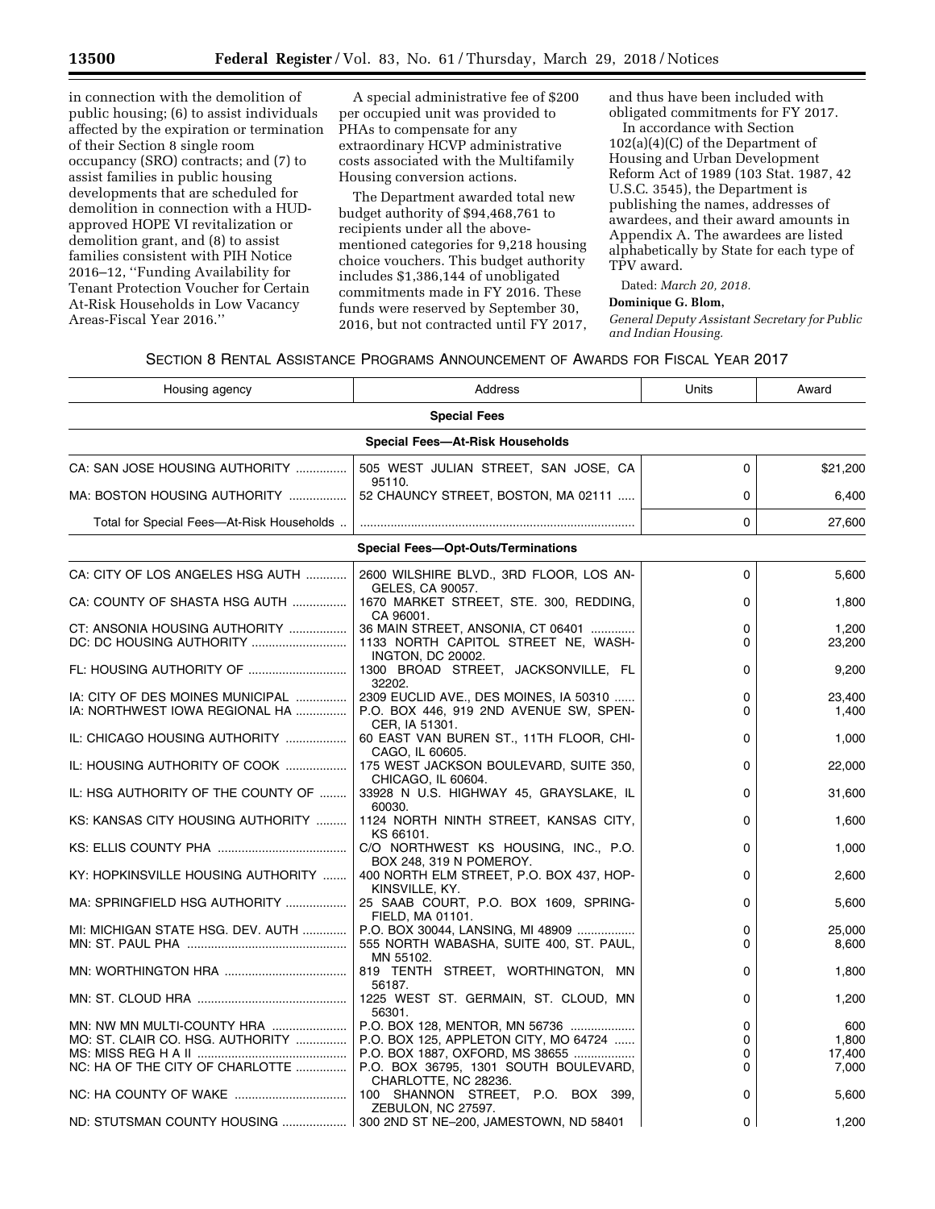in connection with the demolition of public housing; (6) to assist individuals affected by the expiration or termination of their Section 8 single room occupancy (SRO) contracts; and (7) to assist families in public housing developments that are scheduled for demolition in connection with a HUD-approved HOPE VI revitalization or demolition grant, and (8) to assist families consistent with PIH Notice 2016–12, ''Funding Availability for Tenant Protection Voucher for Certain At-Risk Households in Low Vacancy Areas-Fiscal Year 2016.''

A special administrative fee of $200 per occupied unit was provided to PHAs to compensate for any extraordinary HCVP administrative costs associated with the Multifamily Housing conversion actions.

The Department awarded total new budget authority of $94,468,761 to recipients under all the above-mentioned categories for 9,218 housing choice vouchers. This budget authority includes $1,386,144 of unobligated commitments made in FY 2016. These funds were reserved by September 30, 2016, but not contracted until FY 2017, and thus have been included with obligated commitments for FY 2017.

In accordance with Section 102(a)(4)(C) of the Department of Housing and Urban Development Reform Act of 1989 (103 Stat. 1987, 42 U.S.C. 3545), the Department is publishing the names, addresses of awardees, and their award amounts in Appendix A. The awardees are listed alphabetically by State for each type of TPV award.

Dated: *March 20, 2018.*

**Dominique G. Blom,**

*General Deputy Assistant Secretary for Public and Indian Housing.*

SECTION 8 RENTAL ASSISTANCE PROGRAMS ANNOUNCEMENT OF AWARDS FOR FISCAL YEAR 2017

| Housing agency | Address | Units | Award |
|---|---|---|---|
| | **Special Fees** | | |
| | **Special Fees—At-Risk Households** | | |
| CA: SAN JOSE HOUSING AUTHORITY | 505 WEST JULIAN STREET, SAN JOSE, CA 95110. | 0 | $21,200 |
| MA: BOSTON HOUSING AUTHORITY | 52 CHAUNCY STREET, BOSTON, MA 02111 | 0 | 6,400 |
| Total for Special Fees—At-Risk Households | | 0 | 27,600 |
| | **Special Fees—Opt-Outs/Terminations** | | |
| CA: CITY OF LOS ANGELES HSG AUTH | 2600 WILSHIRE BLVD., 3RD FLOOR, LOS ANGELES, CA 90057. | 0 | 5,600 |
| CA: COUNTY OF SHASTA HSG AUTH | 1670 MARKET STREET, STE. 300, REDDING, CA 96001. | 0 | 1,800 |
| CT: ANSONIA HOUSING AUTHORITY | 36 MAIN STREET, ANSONIA, CT 06401 | 0 | 1,200 |
| DC: DC HOUSING AUTHORITY | 1133 NORTH CAPITOL STREET NE, WASHINGTON, DC 20002. | 0 | 23,200 |
| FL: HOUSING AUTHORITY OF | 1300 BROAD STREET, JACKSONVILLE, FL 32202. | 0 | 9,200 |
| IA: CITY OF DES MOINES MUNICIPAL | 2309 EUCLID AVE., DES MOINES, IA 50310 | 0 | 23,400 |
| IA: NORTHWEST IOWA REGIONAL HA | P.O. BOX 446, 919 2ND AVENUE SW, SPENCER, IA 51301. | 0 | 1,400 |
| IL: CHICAGO HOUSING AUTHORITY | 60 EAST VAN BUREN ST., 11TH FLOOR, CHICAGO, IL 60605. | 0 | 1,000 |
| IL: HOUSING AUTHORITY OF COOK | 175 WEST JACKSON BOULEVARD, SUITE 350, CHICAGO, IL 60604. | 0 | 22,000 |
| IL: HSG AUTHORITY OF THE COUNTY OF | 33928 N U.S. HIGHWAY 45, GRAYSLAKE, IL 60030. | 0 | 31,600 |
| KS: KANSAS CITY HOUSING AUTHORITY | 1124 NORTH NINTH STREET, KANSAS CITY, KS 66101. | 0 | 1,600 |
| KS: ELLIS COUNTY PHA | C/O NORTHWEST KS HOUSING, INC., P.O. BOX 248, 319 N POMEROY. | 0 | 1,000 |
| KY: HOPKINSVILLE HOUSING AUTHORITY | 400 NORTH ELM STREET, P.O. BOX 437, HOPKINSVILLE, KY. | 0 | 2,600 |
| MA: SPRINGFIELD HSG AUTHORITY | 25 SAAB COURT, P.O. BOX 1609, SPRINGFIELD, MA 01101. | 0 | 5,600 |
| MI: MICHIGAN STATE HSG. DEV. AUTH | P.O. BOX 30044, LANSING, MI 48909 | 0 | 25,000 |
| MN: ST. PAUL PHA | 555 NORTH WABASHA, SUITE 400, ST. PAUL, MN 55102. | 0 | 8,600 |
| MN: WORTHINGTON HRA | 819 TENTH STREET, WORTHINGTON, MN 56187. | 0 | 1,800 |
| MN: ST. CLOUD HRA | 1225 WEST ST. GERMAIN, ST. CLOUD, MN 56301. | 0 | 1,200 |
| MN: NW MN MULTI-COUNTY HRA | P.O. BOX 128, MENTOR, MN 56736 | 0 | 600 |
| MO: ST. CLAIR CO. HSG. AUTHORITY | P.O. BOX 125, APPLETON CITY, MO 64724 | 0 | 1,800 |
| MS: MISS REG H A II | P.O. BOX 1887, OXFORD, MS 38655 | 0 | 17,400 |
| NC: HA OF THE CITY OF CHARLOTTE | P.O. BOX 36795, 1301 SOUTH BOULEVARD, CHARLOTTE, NC 28236. | 0 | 7,000 |
| NC: HA COUNTY OF WAKE | 100 SHANNON STREET, P.O. BOX 399, ZEBULON, NC 27597. | 0 | 5,600 |
| ND: STUTSMAN COUNTY HOUSING | 300 2ND ST NE–200, JAMESTOWN, ND 58401 | 0 | 1,200 |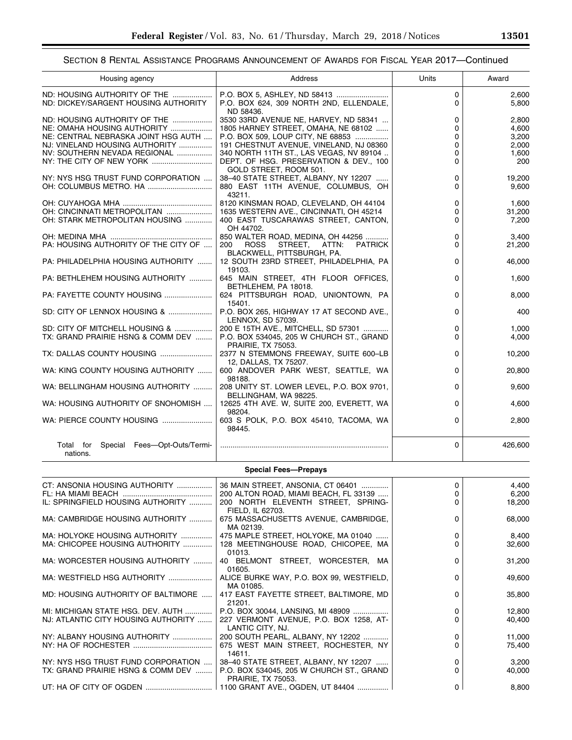SECTION 8 RENTAL ASSISTANCE PROGRAMS ANNOUNCEMENT OF AWARDS FOR FISCAL YEAR 2017—Continued

| Housing agency | Address | Units | Award |
|---|---|---|---|
| ND: HOUSING AUTHORITY OF THE | P.O. BOX 5, ASHLEY, ND 58413 | 0 | 2,600 |
| ND: DICKEY/SARGENT HOUSING AUTHORITY | P.O. BOX 624, 309 NORTH 2ND, ELLENDALE, ND 58436. | 0 | 5,800 |
| ND: HOUSING AUTHORITY OF THE | 3530 33RD AVENUE NE, HARVEY, ND 58341 | 0 | 2,800 |
| NE: OMAHA HOUSING AUTHORITY | 1805 HARNEY STREET, OMAHA, NE 68102 | 0 | 4,600 |
| NE: CENTRAL NEBRASKA JOINT HSG AUTH | P.O. BOX 509, LOUP CITY, NE 68853 | 0 | 3,200 |
| NJ: VINELAND HOUSING AUTHORITY | 191 CHESTNUT AVENUE, VINELAND, NJ 08360 | 0 | 2,000 |
| NV: SOUTHERN NEVADA REGIONAL | 340 NORTH 11TH ST., LAS VEGAS, NV 89104 | 0 | 1,600 |
| NY: THE CITY OF NEW YORK | DEPT. OF HSG. PRESERVATION & DEV., 100 GOLD STREET, ROOM 501. | 0 | 200 |
| NY: NYS HSG TRUST FUND CORPORATION | 38–40 STATE STREET, ALBANY, NY 12207 | 0 | 19,200 |
| OH: COLUMBUS METRO. HA | 880 EAST 11TH AVENUE, COLUMBUS, OH 43211. | 0 | 9,600 |
| OH: CUYAHOGA MHA | 8120 KINSMAN ROAD, CLEVELAND, OH 44104 | 0 | 1,600 |
| OH: CINCINNATI METROPOLITAN | 1635 WESTERN AVE., CINCINNATI, OH 45214 | 0 | 31,200 |
| OH: STARK METROPOLITAN HOUSING | 400 EAST TUSCARAWAS STREET, CANTON, OH 44702. | 0 | 7,200 |
| OH: MEDINA MHA | 850 WALTER ROAD, MEDINA, OH 44256 | 0 | 3,400 |
| PA: HOUSING AUTHORITY OF THE CITY OF | 200 ROSS STREET, ATTN: PATRICK BLACKWELL, PITTSBURGH, PA. | 0 | 21,200 |
| PA: PHILADELPHIA HOUSING AUTHORITY | 12 SOUTH 23RD STREET, PHILADELPHIA, PA 19103. | 0 | 46,000 |
| PA: BETHLEHEM HOUSING AUTHORITY | 645 MAIN STREET, 4TH FLOOR OFFICES, BETHLEHEM, PA 18018. | 0 | 1,600 |
| PA: FAYETTE COUNTY HOUSING | 624 PITTSBURGH ROAD, UNIONTOWN, PA 15401. | 0 | 8,000 |
| SD: CITY OF LENNOX HOUSING & | P.O. BOX 265, HIGHWAY 17 AT SECOND AVE., LENNOX, SD 57039. | 0 | 400 |
| SD: CITY OF MITCHELL HOUSING & | 200 E 15TH AVE., MITCHELL, SD 57301 | 0 | 1,000 |
| TX: GRAND PRAIRIE HSNG & COMM DEV | P.O. BOX 534045, 205 W CHURCH ST., GRAND PRAIRIE, TX 75053. | 0 | 4,000 |
| TX: DALLAS COUNTY HOUSING | 2377 N STEMMONS FREEWAY, SUITE 600–LB 12, DALLAS, TX 75207. | 0 | 10,200 |
| WA: KING COUNTY HOUSING AUTHORITY | 600 ANDOVER PARK WEST, SEATTLE, WA 98188. | 0 | 20,800 |
| WA: BELLINGHAM HOUSING AUTHORITY | 208 UNITY ST. LOWER LEVEL, P.O. BOX 9701, BELLINGHAM, WA 98225. | 0 | 9,600 |
| WA: HOUSING AUTHORITY OF SNOHOMISH | 12625 4TH AVE. W, SUITE 200, EVERETT, WA 98204. | 0 | 4,600 |
| WA: PIERCE COUNTY HOUSING | 603 S POLK, P.O. BOX 45410, TACOMA, WA 98445. | 0 | 2,800 |
| Total for Special Fees—Opt-Outs/Terminations. | | 0 | 426,600 |
| **Special Fees—Prepays** | | | |
| CT: ANSONIA HOUSING AUTHORITY | 36 MAIN STREET, ANSONIA, CT 06401 | 0 | 4,400 |
| FL: HA MIAMI BEACH | 200 ALTON ROAD, MIAMI BEACH, FL 33139 | 0 | 6,200 |
| IL: SPRINGFIELD HOUSING AUTHORITY | 200 NORTH ELEVENTH STREET, SPRINGFIELD, IL 62703. | 0 | 18,200 |
| MA: CAMBRIDGE HOUSING AUTHORITY | 675 MASSACHUSETTS AVENUE, CAMBRIDGE, MA 02139. | 0 | 68,000 |
| MA: HOLYOKE HOUSING AUTHORITY | 475 MAPLE STREET, HOLYOKE, MA 01040 | 0 | 8,400 |
| MA: CHICOPEE HOUSING AUTHORITY | 128 MEETINGHOUSE ROAD, CHICOPEE, MA 01013. | 0 | 32,600 |
| MA: WORCESTER HOUSING AUTHORITY | 40 BELMONT STREET, WORCESTER, MA 01605. | 0 | 31,200 |
| MA: WESTFIELD HSG AUTHORITY | ALICE BURKE WAY, P.O. BOX 99, WESTFIELD, MA 01085. | 0 | 49,600 |
| MD: HOUSING AUTHORITY OF BALTIMORE | 417 EAST FAYETTE STREET, BALTIMORE, MD 21201. | 0 | 35,800 |
| MI: MICHIGAN STATE HSG. DEV. AUTH | P.O. BOX 30044, LANSING, MI 48909 | 0 | 12,800 |
| NJ: ATLANTIC CITY HOUSING AUTHORITY | 227 VERMONT AVENUE, P.O. BOX 1258, ATLANTIC CITY, NJ. | 0 | 40,400 |
| NY: ALBANY HOUSING AUTHORITY | 200 SOUTH PEARL, ALBANY, NY 12202 | 0 | 11,000 |
| NY: HA OF ROCHESTER | 675 WEST MAIN STREET, ROCHESTER, NY 14611. | 0 | 75,400 |
| NY: NYS HSG TRUST FUND CORPORATION | 38–40 STATE STREET, ALBANY, NY 12207 | 0 | 3,200 |
| TX: GRAND PRAIRIE HSNG & COMM DEV | P.O. BOX 534045, 205 W CHURCH ST., GRAND PRAIRIE, TX 75053. | 0 | 40,000 |
| UT: HA OF CITY OF OGDEN | 1100 GRANT AVE., OGDEN, UT 84404 | 0 | 8,800 |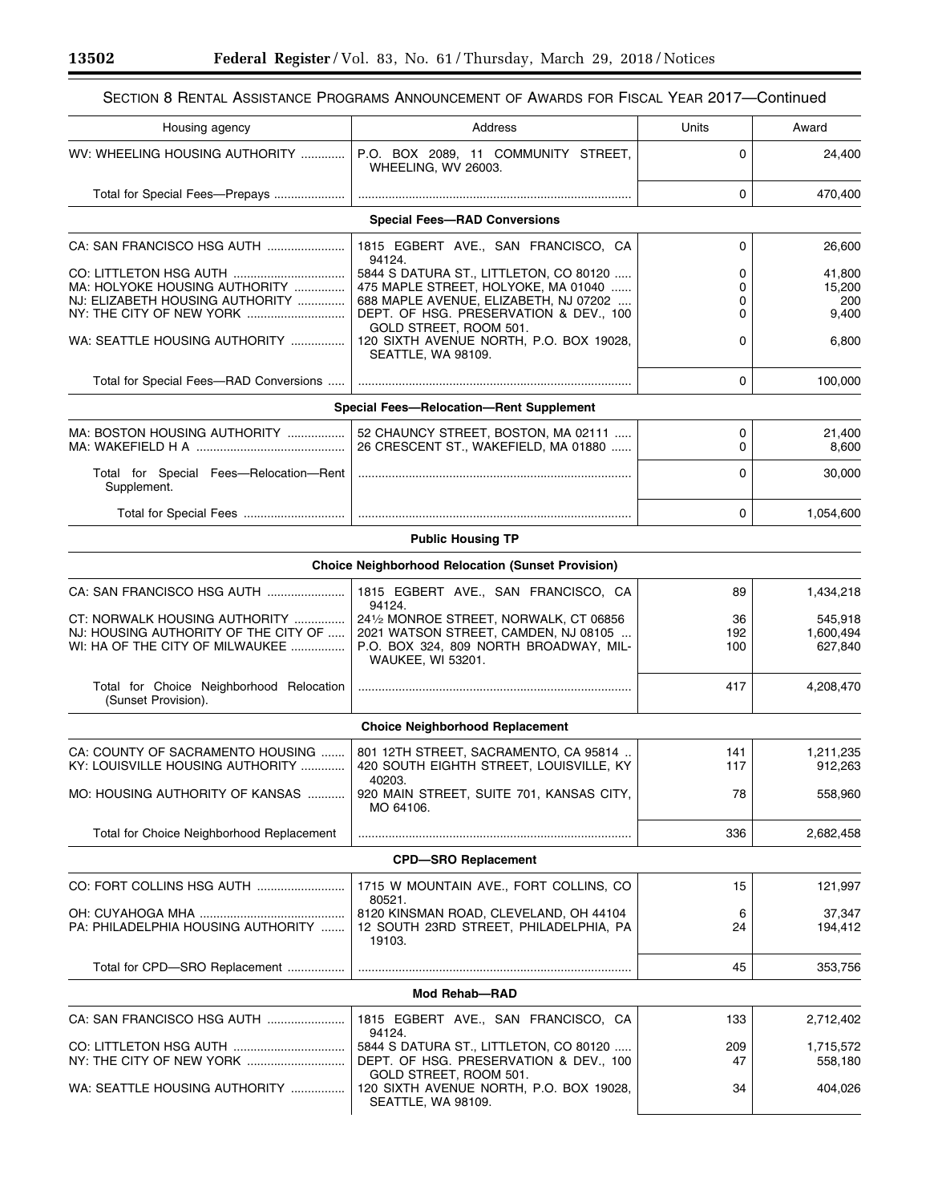SECTION 8 RENTAL ASSISTANCE PROGRAMS ANNOUNCEMENT OF AWARDS FOR FISCAL YEAR 2017—Continued

| Housing agency | Address | Units | Award |
| --- | --- | --- | --- |
| WV: WHEELING HOUSING AUTHORITY | P.O. BOX 2089, 11 COMMUNITY STREET, WHEELING, WV 26003. | 0 | 24,400 |
| Total for Special Fees—Prepays | | 0 | 470,400 |
| **Special Fees—RAD Conversions** | | | |
| CA: SAN FRANCISCO HSG AUTH | 1815 EGBERT AVE., SAN FRANCISCO, CA 94124. | 0 | 26,600 |
| CO: LITTLETON HSG AUTH | 5844 S DATURA ST., LITTLETON, CO 80120 | 0 | 41,800 |
| MA: HOLYOKE HOUSING AUTHORITY | 475 MAPLE STREET, HOLYOKE, MA 01040 | 0 | 15,200 |
| NJ: ELIZABETH HOUSING AUTHORITY | 688 MAPLE AVENUE, ELIZABETH, NJ 07202 | 0 | 200 |
| NY: THE CITY OF NEW YORK | DEPT. OF HSG. PRESERVATION & DEV., 100 GOLD STREET, ROOM 501. | 0 | 9,400 |
| WA: SEATTLE HOUSING AUTHORITY | 120 SIXTH AVENUE NORTH, P.O. BOX 19028, SEATTLE, WA 98109. | 0 | 6,800 |
| Total for Special Fees—RAD Conversions | | 0 | 100,000 |
| **Special Fees—Relocation—Rent Supplement** | | | |
| MA: BOSTON HOUSING AUTHORITY | 52 CHAUNCY STREET, BOSTON, MA 02111 | 0 | 21,400 |
| MA: WAKEFIELD H A | 26 CRESCENT ST., WAKEFIELD, MA 01880 | 0 | 8,600 |
| Total for Special Fees—Relocation—Rent Supplement. | | 0 | 30,000 |
| Total for Special Fees | | 0 | 1,054,600 |
| **Public Housing TP** | | | |
| **Choice Neighborhood Relocation (Sunset Provision)** | | | |
| CA: SAN FRANCISCO HSG AUTH | 1815 EGBERT AVE., SAN FRANCISCO, CA 94124. | 89 | 1,434,218 |
| CT: NORWALK HOUSING AUTHORITY | 24½ MONROE STREET, NORWALK, CT 06856 | 36 | 545,918 |
| NJ: HOUSING AUTHORITY OF THE CITY OF | 2021 WATSON STREET, CAMDEN, NJ 08105 | 192 | 1,600,494 |
| WI: HA OF THE CITY OF MILWAUKEE | P.O. BOX 324, 809 NORTH BROADWAY, MILWAUKEE, WI 53201. | 100 | 627,840 |
| Total for Choice Neighborhood Relocation (Sunset Provision). | | 417 | 4,208,470 |
| **Choice Neighborhood Replacement** | | | |
| CA: COUNTY OF SACRAMENTO HOUSING | 801 12TH STREET, SACRAMENTO, CA 95814 | 141 | 1,211,235 |
| KY: LOUISVILLE HOUSING AUTHORITY | 420 SOUTH EIGHTH STREET, LOUISVILLE, KY 40203. | 117 | 912,263 |
| MO: HOUSING AUTHORITY OF KANSAS | 920 MAIN STREET, SUITE 701, KANSAS CITY, MO 64106. | 78 | 558,960 |
| Total for Choice Neighborhood Replacement | | 336 | 2,682,458 |
| **CPD—SRO Replacement** | | | |
| CO: FORT COLLINS HSG AUTH | 1715 W MOUNTAIN AVE., FORT COLLINS, CO 80521. | 15 | 121,997 |
| OH: CUYAHOGA MHA | 8120 KINSMAN ROAD, CLEVELAND, OH 44104 | 6 | 37,347 |
| PA: PHILADELPHIA HOUSING AUTHORITY | 12 SOUTH 23RD STREET, PHILADELPHIA, PA 19103. | 24 | 194,412 |
| Total for CPD—SRO Replacement | | 45 | 353,756 |
| **Mod Rehab—RAD** | | | |
| CA: SAN FRANCISCO HSG AUTH | 1815 EGBERT AVE., SAN FRANCISCO, CA 94124. | 133 | 2,712,402 |
| CO: LITTLETON HSG AUTH | 5844 S DATURA ST., LITTLETON, CO 80120 | 209 | 1,715,572 |
| NY: THE CITY OF NEW YORK | DEPT. OF HSG. PRESERVATION & DEV., 100 GOLD STREET, ROOM 501. | 47 | 558,180 |
| WA: SEATTLE HOUSING AUTHORITY | 120 SIXTH AVENUE NORTH, P.O. BOX 19028, SEATTLE, WA 98109. | 34 | 404,026 |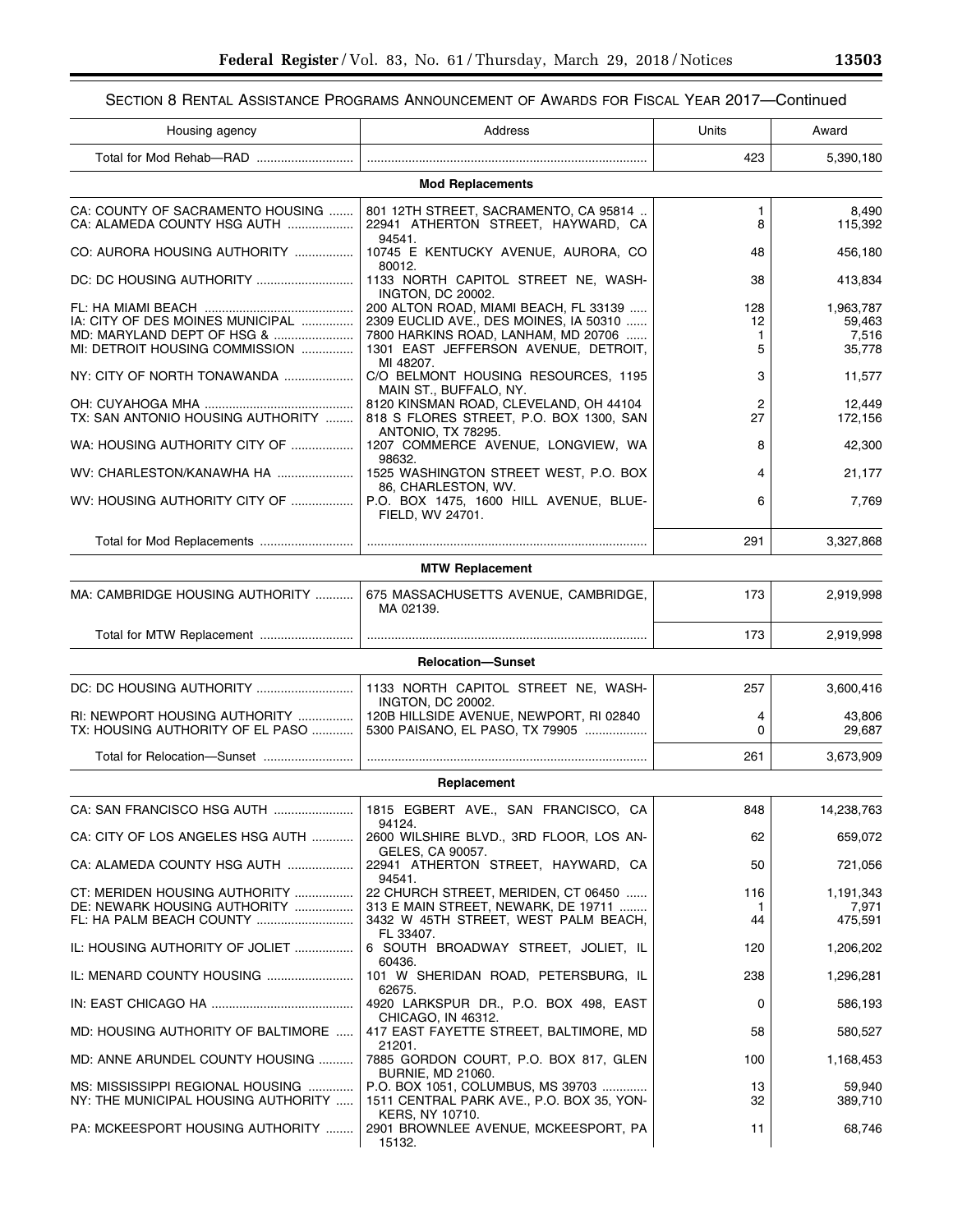SECTION 8 RENTAL ASSISTANCE PROGRAMS ANNOUNCEMENT OF AWARDS FOR FISCAL YEAR 2017—Continued

| Housing agency | Address | Units | Award |
| --- | --- | --- | --- |
| Total for Mod Rehab—RAD | | 423 | 5,390,180 |
| **Mod Replacements** | | | |
| CA: COUNTY OF SACRAMENTO HOUSING | 801 12TH STREET, SACRAMENTO, CA 95814 | 1 | 8,490 |
| CA: ALAMEDA COUNTY HSG AUTH | 22941 ATHERTON STREET, HAYWARD, CA 94541. | 8 | 115,392 |
| CO: AURORA HOUSING AUTHORITY | 10745 E KENTUCKY AVENUE, AURORA, CO 80012. | 48 | 456,180 |
| DC: DC HOUSING AUTHORITY | 1133 NORTH CAPITOL STREET NE, WASHINGTON, DC 20002. | 38 | 413,834 |
| FL: HA MIAMI BEACH | 200 ALTON ROAD, MIAMI BEACH, FL 33139 | 128 | 1,963,787 |
| IA: CITY OF DES MOINES MUNICIPAL | 2309 EUCLID AVE., DES MOINES, IA 50310 | 12 | 59,463 |
| MD: MARYLAND DEPT OF HSG & | 7800 HARKINS ROAD, LANHAM, MD 20706 | 1 | 7,516 |
| MI: DETROIT HOUSING COMMISSION | 1301 EAST JEFFERSON AVENUE, DETROIT, MI 48207. | 5 | 35,778 |
| NY: CITY OF NORTH TONAWANDA | C/O BELMONT HOUSING RESOURCES, 1195 MAIN ST., BUFFALO, NY. | 3 | 11,577 |
| OH: CUYAHOGA MHA | 8120 KINSMAN ROAD, CLEVELAND, OH 44104 | 2 | 12,449 |
| TX: SAN ANTONIO HOUSING AUTHORITY | 818 S FLORES STREET, P.O. BOX 1300, SAN ANTONIO, TX 78295. | 27 | 172,156 |
| WA: HOUSING AUTHORITY CITY OF | 1207 COMMERCE AVENUE, LONGVIEW, WA 98632. | 8 | 42,300 |
| WV: CHARLESTON/KANAWHA HA | 1525 WASHINGTON STREET WEST, P.O. BOX 86, CHARLESTON, WV. | 4 | 21,177 |
| WV: HOUSING AUTHORITY CITY OF | P.O. BOX 1475, 1600 HILL AVENUE, BLUEFIELD, WV 24701. | 6 | 7,769 |
| Total for Mod Replacements | | 291 | 3,327,868 |
| **MTW Replacement** | | | |
| MA: CAMBRIDGE HOUSING AUTHORITY | 675 MASSACHUSETTS AVENUE, CAMBRIDGE, MA 02139. | 173 | 2,919,998 |
| Total for MTW Replacement | | 173 | 2,919,998 |
| **Relocation—Sunset** | | | |
| DC: DC HOUSING AUTHORITY | 1133 NORTH CAPITOL STREET NE, WASHINGTON, DC 20002. | 257 | 3,600,416 |
| RI: NEWPORT HOUSING AUTHORITY | 120B HILLSIDE AVENUE, NEWPORT, RI 02840 | 4 | 43,806 |
| TX: HOUSING AUTHORITY OF EL PASO | 5300 PAISANO, EL PASO, TX 79905 | 0 | 29,687 |
| Total for Relocation—Sunset | | 261 | 3,673,909 |
| **Replacement** | | | |
| CA: SAN FRANCISCO HSG AUTH | 1815 EGBERT AVE., SAN FRANCISCO, CA 94124. | 848 | 14,238,763 |
| CA: CITY OF LOS ANGELES HSG AUTH | 2600 WILSHIRE BLVD., 3RD FLOOR, LOS ANGELES, CA 90057. | 62 | 659,072 |
| CA: ALAMEDA COUNTY HSG AUTH | 22941 ATHERTON STREET, HAYWARD, CA 94541. | 50 | 721,056 |
| CT: MERIDEN HOUSING AUTHORITY | 22 CHURCH STREET, MERIDEN, CT 06450 | 116 | 1,191,343 |
| DE: NEWARK HOUSING AUTHORITY | 313 E MAIN STREET, NEWARK, DE 19711 | 1 | 7,971 |
| FL: HA PALM BEACH COUNTY | 3432 W 45TH STREET, WEST PALM BEACH, FL 33407. | 44 | 475,591 |
| IL: HOUSING AUTHORITY OF JOLIET | 6 SOUTH BROADWAY STREET, JOLIET, IL 60436. | 120 | 1,206,202 |
| IL: MENARD COUNTY HOUSING | 101 W SHERIDAN ROAD, PETERSBURG, IL 62675. | 238 | 1,296,281 |
| IN: EAST CHICAGO HA | 4920 LARKSPUR DR., P.O. BOX 498, EAST CHICAGO, IN 46312. | 0 | 586,193 |
| MD: HOUSING AUTHORITY OF BALTIMORE | 417 EAST FAYETTE STREET, BALTIMORE, MD 21201. | 58 | 580,527 |
| MD: ANNE ARUNDEL COUNTY HOUSING | 7885 GORDON COURT, P.O. BOX 817, GLEN BURNIE, MD 21060. | 100 | 1,168,453 |
| MS: MISSISSIPPI REGIONAL HOUSING | P.O. BOX 1051, COLUMBUS, MS 39703 | 13 | 59,940 |
| NY: THE MUNICIPAL HOUSING AUTHORITY | 1511 CENTRAL PARK AVE., P.O. BOX 35, YONKERS, NY 10710. | 32 | 389,710 |
| PA: MCKEESPORT HOUSING AUTHORITY | 2901 BROWNLEE AVENUE, MCKEESPORT, PA 15132. | 11 | 68,746 |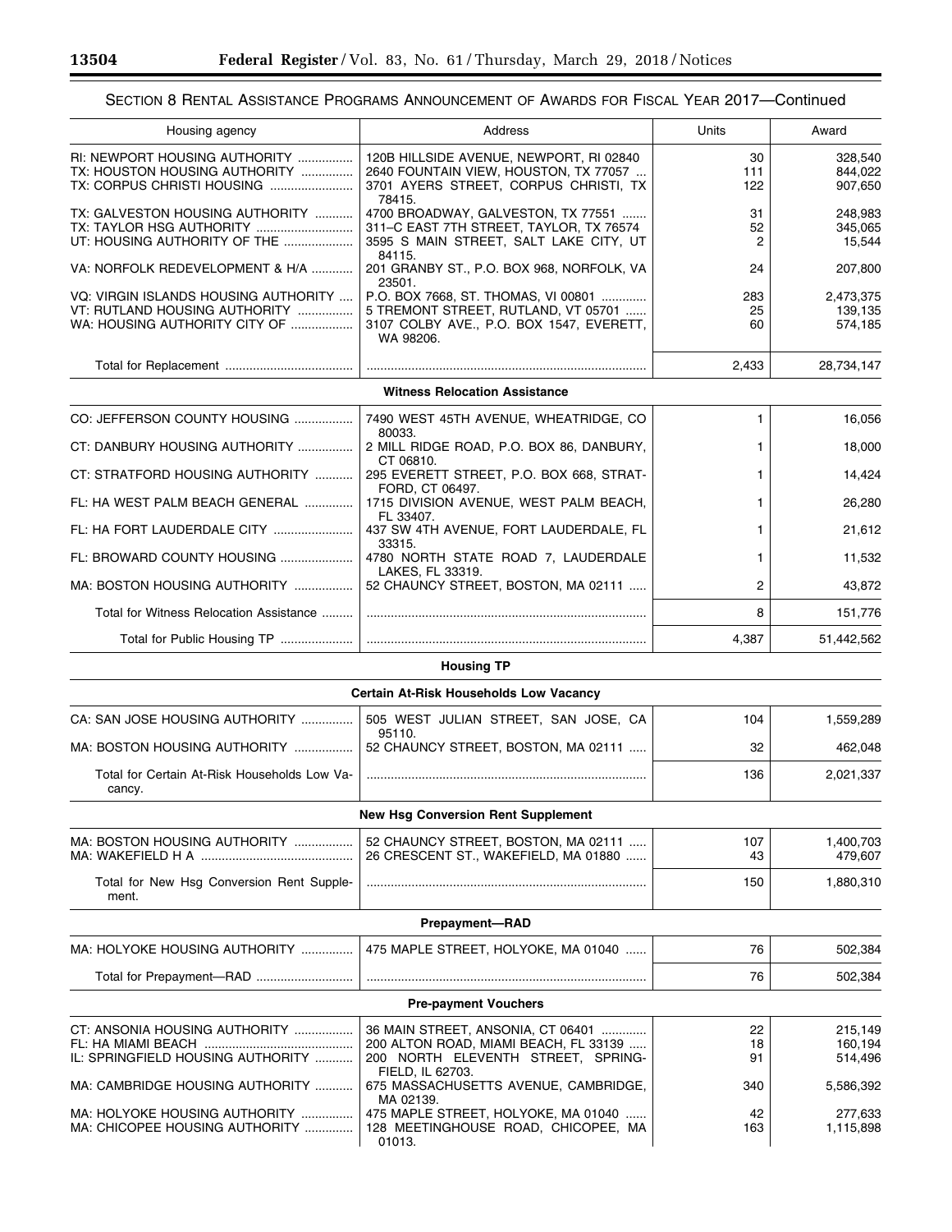SECTION 8 RENTAL ASSISTANCE PROGRAMS ANNOUNCEMENT OF AWARDS FOR FISCAL YEAR 2017—Continued

| Housing agency | Address | Units | Award |
| --- | --- | --- | --- |
| RI: NEWPORT HOUSING AUTHORITY | 120B HILLSIDE AVENUE, NEWPORT, RI 02840 | 30 | 328,540 |
| TX: HOUSTON HOUSING AUTHORITY | 2640 FOUNTAIN VIEW, HOUSTON, TX 77057 | 111 | 844,022 |
| TX: CORPUS CHRISTI HOUSING | 3701 AYERS STREET, CORPUS CHRISTI, TX 78415. | 122 | 907,650 |
| TX: GALVESTON HOUSING AUTHORITY | 4700 BROADWAY, GALVESTON, TX 77551 | 31 | 248,983 |
| TX: TAYLOR HSG AUTHORITY | 311–C EAST 7TH STREET, TAYLOR, TX 76574 | 52 | 345,065 |
| UT: HOUSING AUTHORITY OF THE | 3595 S MAIN STREET, SALT LAKE CITY, UT 84115. | 2 | 15,544 |
| VA: NORFOLK REDEVELOPMENT & H/A | 201 GRANBY ST., P.O. BOX 968, NORFOLK, VA 23501. | 24 | 207,800 |
| VQ: VIRGIN ISLANDS HOUSING AUTHORITY | P.O. BOX 7668, ST. THOMAS, VI 00801 | 283 | 2,473,375 |
| VT: RUTLAND HOUSING AUTHORITY | 5 TREMONT STREET, RUTLAND, VT 05701 | 25 | 139,135 |
| WA: HOUSING AUTHORITY CITY OF | 3107 COLBY AVE., P.O. BOX 1547, EVERETT, WA 98206. | 60 | 574,185 |
| Total for Replacement | | 2,433 | 28,734,147 |
| **Witness Relocation Assistance** | | | |
| CO: JEFFERSON COUNTY HOUSING | 7490 WEST 45TH AVENUE, WHEATRIDGE, CO 80033. | 1 | 16,056 |
| CT: DANBURY HOUSING AUTHORITY | 2 MILL RIDGE ROAD, P.O. BOX 86, DANBURY, CT 06810. | 1 | 18,000 |
| CT: STRATFORD HOUSING AUTHORITY | 295 EVERETT STREET, P.O. BOX 668, STRATFORD, CT 06497. | 1 | 14,424 |
| FL: HA WEST PALM BEACH GENERAL | 1715 DIVISION AVENUE, WEST PALM BEACH, FL 33407. | 1 | 26,280 |
| FL: HA FORT LAUDERDALE CITY | 437 SW 4TH AVENUE, FORT LAUDERDALE, FL 33315. | 1 | 21,612 |
| FL: BROWARD COUNTY HOUSING | 4780 NORTH STATE ROAD 7, LAUDERDALE LAKES, FL 33319. | 1 | 11,532 |
| MA: BOSTON HOUSING AUTHORITY | 52 CHAUNCY STREET, BOSTON, MA 02111 | 2 | 43,872 |
| Total for Witness Relocation Assistance | | 8 | 151,776 |
| Total for Public Housing TP | | 4,387 | 51,442,562 |
| **Housing TP** | | | |
| **Certain At-Risk Households Low Vacancy** | | | |
| CA: SAN JOSE HOUSING AUTHORITY | 505 WEST JULIAN STREET, SAN JOSE, CA 95110. | 104 | 1,559,289 |
| MA: BOSTON HOUSING AUTHORITY | 52 CHAUNCY STREET, BOSTON, MA 02111 | 32 | 462,048 |
| Total for Certain At-Risk Households Low Vacancy. | | 136 | 2,021,337 |
| **New Hsg Conversion Rent Supplement** | | | |
| MA: BOSTON HOUSING AUTHORITY | 52 CHAUNCY STREET, BOSTON, MA 02111 | 107 | 1,400,703 |
| MA: WAKEFIELD H A | 26 CRESCENT ST., WAKEFIELD, MA 01880 | 43 | 479,607 |
| Total for New Hsg Conversion Rent Supplement. | | 150 | 1,880,310 |
| **Prepayment—RAD** | | | |
| MA: HOLYOKE HOUSING AUTHORITY | 475 MAPLE STREET, HOLYOKE, MA 01040 | 76 | 502,384 |
| Total for Prepayment—RAD | | 76 | 502,384 |
| **Pre-payment Vouchers** | | | |
| CT: ANSONIA HOUSING AUTHORITY | 36 MAIN STREET, ANSONIA, CT 06401 | 22 | 215,149 |
| FL: HA MIAMI BEACH | 200 ALTON ROAD, MIAMI BEACH, FL 33139 | 18 | 160,194 |
| IL: SPRINGFIELD HOUSING AUTHORITY | 200 NORTH ELEVENTH STREET, SPRINGFIELD, IL 62703. | 91 | 514,496 |
| MA: CAMBRIDGE HOUSING AUTHORITY | 675 MASSACHUSETTS AVENUE, CAMBRIDGE, MA 02139. | 340 | 5,586,392 |
| MA: HOLYOKE HOUSING AUTHORITY | 475 MAPLE STREET, HOLYOKE, MA 01040 | 42 | 277,633 |
| MA: CHICOPEE HOUSING AUTHORITY | 128 MEETINGHOUSE ROAD, CHICOPEE, MA 01013. | 163 | 1,115,898 |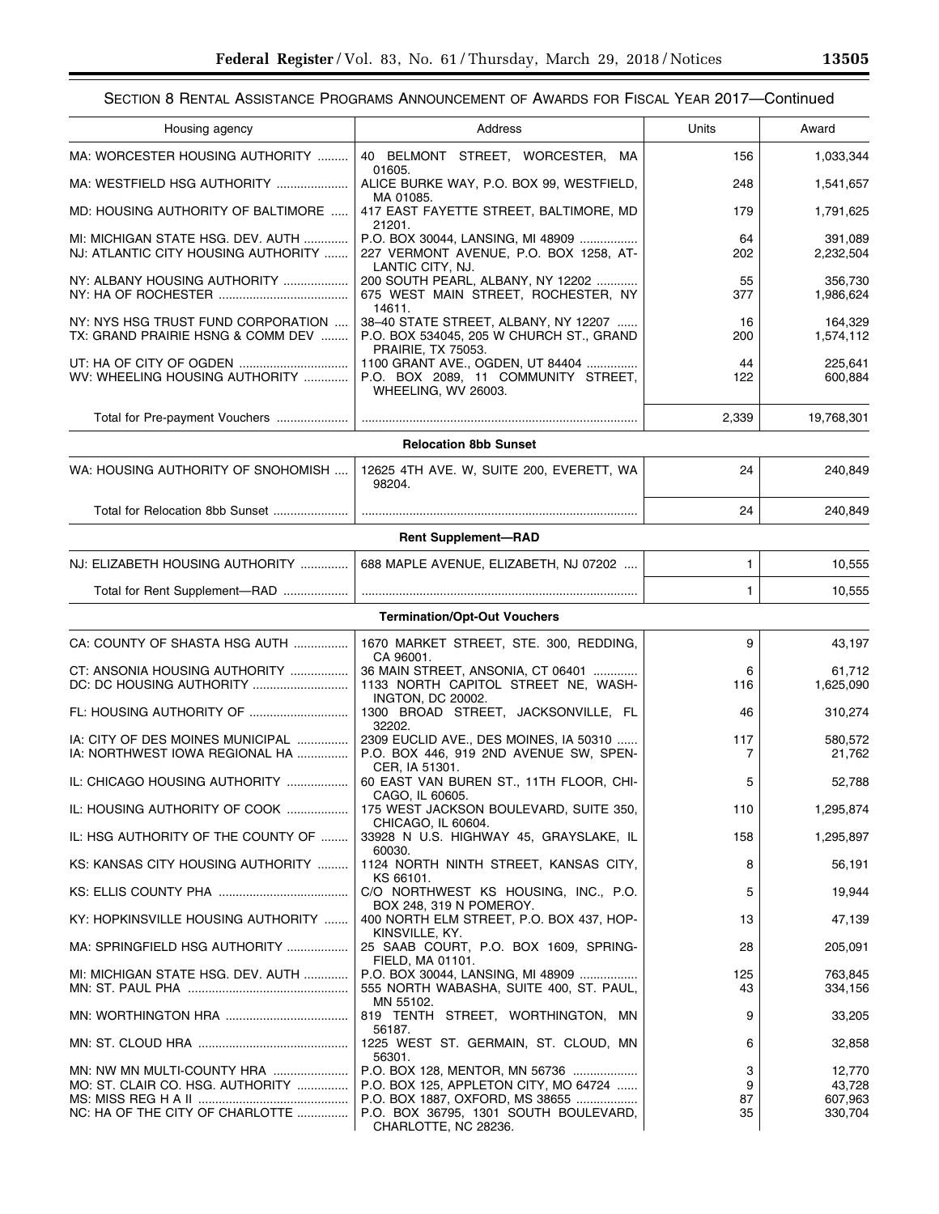SECTION 8 RENTAL ASSISTANCE PROGRAMS ANNOUNCEMENT OF AWARDS FOR FISCAL YEAR 2017—Continued

| Housing agency | Address | Units | Award |
|---|---|---|---|
| MA: WORCESTER HOUSING AUTHORITY | 40 BELMONT STREET, WORCESTER, MA 01605. | 156 | 1,033,344 |
| MA: WESTFIELD HSG AUTHORITY | ALICE BURKE WAY, P.O. BOX 99, WESTFIELD, MA 01085. | 248 | 1,541,657 |
| MD: HOUSING AUTHORITY OF BALTIMORE | 417 EAST FAYETTE STREET, BALTIMORE, MD 21201. | 179 | 1,791,625 |
| MI: MICHIGAN STATE HSG. DEV. AUTH | P.O. BOX 30044, LANSING, MI 48909 | 64 | 391,089 |
| NJ: ATLANTIC CITY HOUSING AUTHORITY | 227 VERMONT AVENUE, P.O. BOX 1258, ATLANTIC CITY, NJ. | 202 | 2,232,504 |
| NY: ALBANY HOUSING AUTHORITY | 200 SOUTH PEARL, ALBANY, NY 12202 | 55 | 356,730 |
| NY: HA OF ROCHESTER | 675 WEST MAIN STREET, ROCHESTER, NY 14611. | 377 | 1,986,624 |
| NY: NYS HSG TRUST FUND CORPORATION | 38–40 STATE STREET, ALBANY, NY 12207 | 16 | 164,329 |
| TX: GRAND PRAIRIE HSNG & COMM DEV | P.O. BOX 534045, 205 W CHURCH ST., GRAND PRAIRIE, TX 75053. | 200 | 1,574,112 |
| UT: HA OF CITY OF OGDEN | 1100 GRANT AVE., OGDEN, UT 84404 | 44 | 225,641 |
| WV: WHEELING HOUSING AUTHORITY | P.O. BOX 2089, 11 COMMUNITY STREET, WHEELING, WV 26003. | 122 | 600,884 |
| Total for Pre-payment Vouchers | | 2,339 | 19,768,301 |
| **Relocation 8bb Sunset** | | | |
| WA: HOUSING AUTHORITY OF SNOHOMISH | 12625 4TH AVE. W, SUITE 200, EVERETT, WA 98204. | 24 | 240,849 |
| Total for Relocation 8bb Sunset | | 24 | 240,849 |
| **Rent Supplement—RAD** | | | |
| NJ: ELIZABETH HOUSING AUTHORITY | 688 MAPLE AVENUE, ELIZABETH, NJ 07202 | 1 | 10,555 |
| Total for Rent Supplement—RAD | | 1 | 10,555 |
| **Termination/Opt-Out Vouchers** | | | |
| CA: COUNTY OF SHASTA HSG AUTH | 1670 MARKET STREET, STE. 300, REDDING, CA 96001. | 9 | 43,197 |
| CT: ANSONIA HOUSING AUTHORITY | 36 MAIN STREET, ANSONIA, CT 06401 | 6 | 61,712 |
| DC: DC HOUSING AUTHORITY | 1133 NORTH CAPITOL STREET NE, WASHINGTON, DC 20002. | 116 | 1,625,090 |
| FL: HOUSING AUTHORITY OF | 1300 BROAD STREET, JACKSONVILLE, FL 32202. | 46 | 310,274 |
| IA: CITY OF DES MOINES MUNICIPAL | 2309 EUCLID AVE., DES MOINES, IA 50310 | 117 | 580,572 |
| IA: NORTHWEST IOWA REGIONAL HA | P.O. BOX 446, 919 2ND AVENUE SW, SPENCER, IA 51301. | 7 | 21,762 |
| IL: CHICAGO HOUSING AUTHORITY | 60 EAST VAN BUREN ST., 11TH FLOOR, CHICAGO, IL 60605. | 5 | 52,788 |
| IL: HOUSING AUTHORITY OF COOK | 175 WEST JACKSON BOULEVARD, SUITE 350, CHICAGO, IL 60604. | 110 | 1,295,874 |
| IL: HSG AUTHORITY OF THE COUNTY OF | 33928 N U.S. HIGHWAY 45, GRAYSLAKE, IL 60030. | 158 | 1,295,897 |
| KS: KANSAS CITY HOUSING AUTHORITY | 1124 NORTH NINTH STREET, KANSAS CITY, KS 66101. | 8 | 56,191 |
| KS: ELLIS COUNTY PHA | C/O NORTHWEST KS HOUSING, INC., P.O. BOX 248, 319 N POMEROY. | 5 | 19,944 |
| KY: HOPKINSVILLE HOUSING AUTHORITY | 400 NORTH ELM STREET, P.O. BOX 437, HOPKINSVILLE, KY. | 13 | 47,139 |
| MA: SPRINGFIELD HSG AUTHORITY | 25 SAAB COURT, P.O. BOX 1609, SPRINGFIELD, MA 01101. | 28 | 205,091 |
| MI: MICHIGAN STATE HSG. DEV. AUTH | P.O. BOX 30044, LANSING, MI 48909 | 125 | 763,845 |
| MN: ST. PAUL PHA | 555 NORTH WABASHA, SUITE 400, ST. PAUL, MN 55102. | 43 | 334,156 |
| MN: WORTHINGTON HRA | 819 TENTH STREET, WORTHINGTON, MN 56187. | 9 | 33,205 |
| MN: ST. CLOUD HRA | 1225 WEST ST. GERMAIN, ST. CLOUD, MN 56301. | 6 | 32,858 |
| MN: NW MN MULTI-COUNTY HRA | P.O. BOX 128, MENTOR, MN 56736 | 3 | 12,770 |
| MO: ST. CLAIR CO. HSG. AUTHORITY | P.O. BOX 125, APPLETON CITY, MO 64724 | 9 | 43,728 |
| MS: MISS REG H A II | P.O. BOX 1887, OXFORD, MS 38655 | 87 | 607,963 |
| NC: HA OF THE CITY OF CHARLOTTE | P.O. BOX 36795, 1301 SOUTH BOULEVARD, CHARLOTTE, NC 28236. | 35 | 330,704 |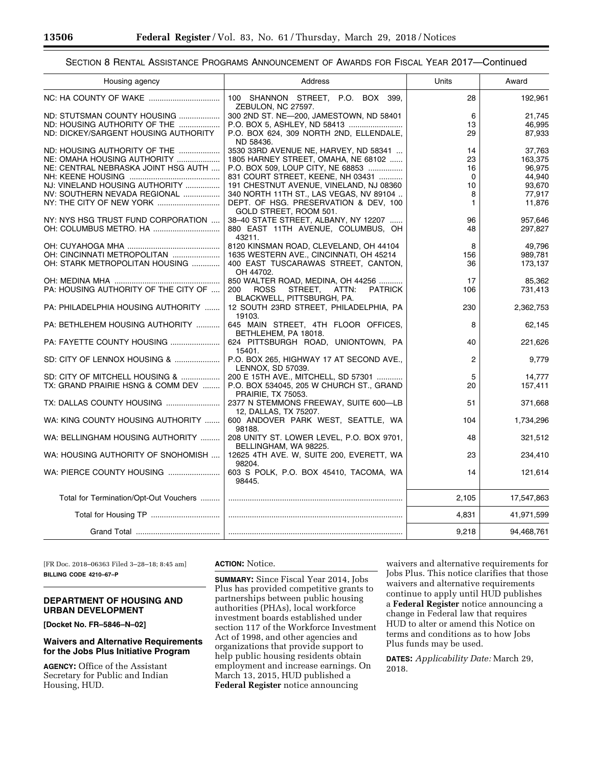SECTION 8 RENTAL ASSISTANCE PROGRAMS ANNOUNCEMENT OF AWARDS FOR FISCAL YEAR 2017—Continued

| Housing agency | Address | Units | Award |
| --- | --- | --- | --- |
| NC: HA COUNTY OF WAKE | 100 SHANNON STREET, P.O. BOX 399, ZEBULON, NC 27597. | 28 | 192,961 |
| ND: STUTSMAN COUNTY HOUSING | 300 2ND ST. NE—200, JAMESTOWN, ND 58401 | 6 | 21,745 |
| ND: HOUSING AUTHORITY OF THE | P.O. BOX 5, ASHLEY, ND 58413 | 13 | 46,995 |
| ND: DICKEY/SARGENT HOUSING AUTHORITY | P.O. BOX 624, 309 NORTH 2ND, ELLENDALE, ND 58436. | 29 | 87,933 |
| ND: HOUSING AUTHORITY OF THE | 3530 33RD AVENUE NE, HARVEY, ND 58341 | 14 | 37,763 |
| NE: OMAHA HOUSING AUTHORITY | 1805 HARNEY STREET, OMAHA, NE 68102 | 23 | 163,375 |
| NE: CENTRAL NEBRASKA JOINT HSG AUTH | P.O. BOX 509, LOUP CITY, NE 68853 | 16 | 96,975 |
| NH: KEENE HOUSING | 831 COURT STREET, KEENE, NH 03431 | 0 | 44,940 |
| NJ: VINELAND HOUSING AUTHORITY | 191 CHESTNUT AVENUE, VINELAND, NJ 08360 | 10 | 93,670 |
| NV: SOUTHERN NEVADA REGIONAL | 340 NORTH 11TH ST., LAS VEGAS, NV 89104 | 8 | 77,917 |
| NY: THE CITY OF NEW YORK | DEPT. OF HSG. PRESERVATION & DEV, 100 GOLD STREET, ROOM 501. | 1 | 11,876 |
| NY: NYS HSG TRUST FUND CORPORATION | 38–40 STATE STREET, ALBANY, NY 12207 | 96 | 957,646 |
| OH: COLUMBUS METRO. HA | 880 EAST 11TH AVENUE, COLUMBUS, OH 43211. | 48 | 297,827 |
| OH: CUYAHOGA MHA | 8120 KINSMAN ROAD, CLEVELAND, OH 44104 | 8 | 49,796 |
| OH: CINCINNATI METROPOLITAN | 1635 WESTERN AVE., CINCINNATI, OH 45214 | 156 | 989,781 |
| OH: STARK METROPOLITAN HOUSING | 400 EAST TUSCARAWAS STREET, CANTON, OH 44702. | 36 | 173,137 |
| OH: MEDINA MHA | 850 WALTER ROAD, MEDINA, OH 44256 | 17 | 85,362 |
| PA: HOUSING AUTHORITY OF THE CITY OF | 200 ROSS STREET, ATTN: PATRICK BLACKWELL, PITTSBURGH, PA. | 106 | 731,413 |
| PA: PHILADELPHIA HOUSING AUTHORITY | 12 SOUTH 23RD STREET, PHILADELPHIA, PA 19103. | 230 | 2,362,753 |
| PA: BETHLEHEM HOUSING AUTHORITY | 645 MAIN STREET, 4TH FLOOR OFFICES, BETHLEHEM, PA 18018. | 8 | 62,145 |
| PA: FAYETTE COUNTY HOUSING | 624 PITTSBURGH ROAD, UNIONTOWN, PA 15401. | 40 | 221,626 |
| SD: CITY OF LENNOX HOUSING & | P.O. BOX 265, HIGHWAY 17 AT SECOND AVE., LENNOX, SD 57039. | 2 | 9,779 |
| SD: CITY OF MITCHELL HOUSING & | 200 E 15TH AVE., MITCHELL, SD 57301 | 5 | 14,777 |
| TX: GRAND PRAIRIE HSNG & COMM DEV | P.O. BOX 534045, 205 W CHURCH ST., GRAND PRAIRIE, TX 75053. | 20 | 157,411 |
| TX: DALLAS COUNTY HOUSING | 2377 N STEMMONS FREEWAY, SUITE 600—LB 12, DALLAS, TX 75207. | 51 | 371,668 |
| WA: KING COUNTY HOUSING AUTHORITY | 600 ANDOVER PARK WEST, SEATTLE, WA 98188. | 104 | 1,734,296 |
| WA: BELLINGHAM HOUSING AUTHORITY | 208 UNITY ST. LOWER LEVEL, P.O. BOX 9701, BELLINGHAM, WA 98225. | 48 | 321,512 |
| WA: HOUSING AUTHORITY OF SNOHOMISH | 12625 4TH AVE. W, SUITE 200, EVERETT, WA 98204. | 23 | 234,410 |
| WA: PIERCE COUNTY HOUSING | 603 S POLK, P.O. BOX 45410, TACOMA, WA 98445. | 14 | 121,614 |
| Total for Termination/Opt-Out Vouchers | | 2,105 | 17,547,863 |
| Total for Housing TP | | 4,831 | 41,971,599 |
| Grand Total | | 9,218 | 94,468,761 |

[FR Doc. 2018–06363 Filed 3–28–18; 8:45 am]

**BILLING CODE 4210–67–P**

## DEPARTMENT OF HOUSING AND URBAN DEVELOPMENT

**[Docket No. FR–5846–N–02]**

### Waivers and Alternative Requirements for the Jobs Plus Initiative Program

**AGENCY:** Office of the Assistant Secretary for Public and Indian Housing, HUD.

**ACTION:** Notice.

**SUMMARY:** Since Fiscal Year 2014, Jobs Plus has provided competitive grants to partnerships between public housing authorities (PHAs), local workforce investment boards established under section 117 of the Workforce Investment Act of 1998, and other agencies and organizations that provide support to help public housing residents obtain employment and increase earnings. On March 13, 2015, HUD published a **Federal Register** notice announcing waivers and alternative requirements for Jobs Plus. This notice clarifies that those waivers and alternative requirements continue to apply until HUD publishes a **Federal Register** notice announcing a change in Federal law that requires HUD to alter or amend this Notice on terms and conditions as to how Jobs Plus funds may be used.

**DATES:** *Applicability Date:* March 29, 2018.